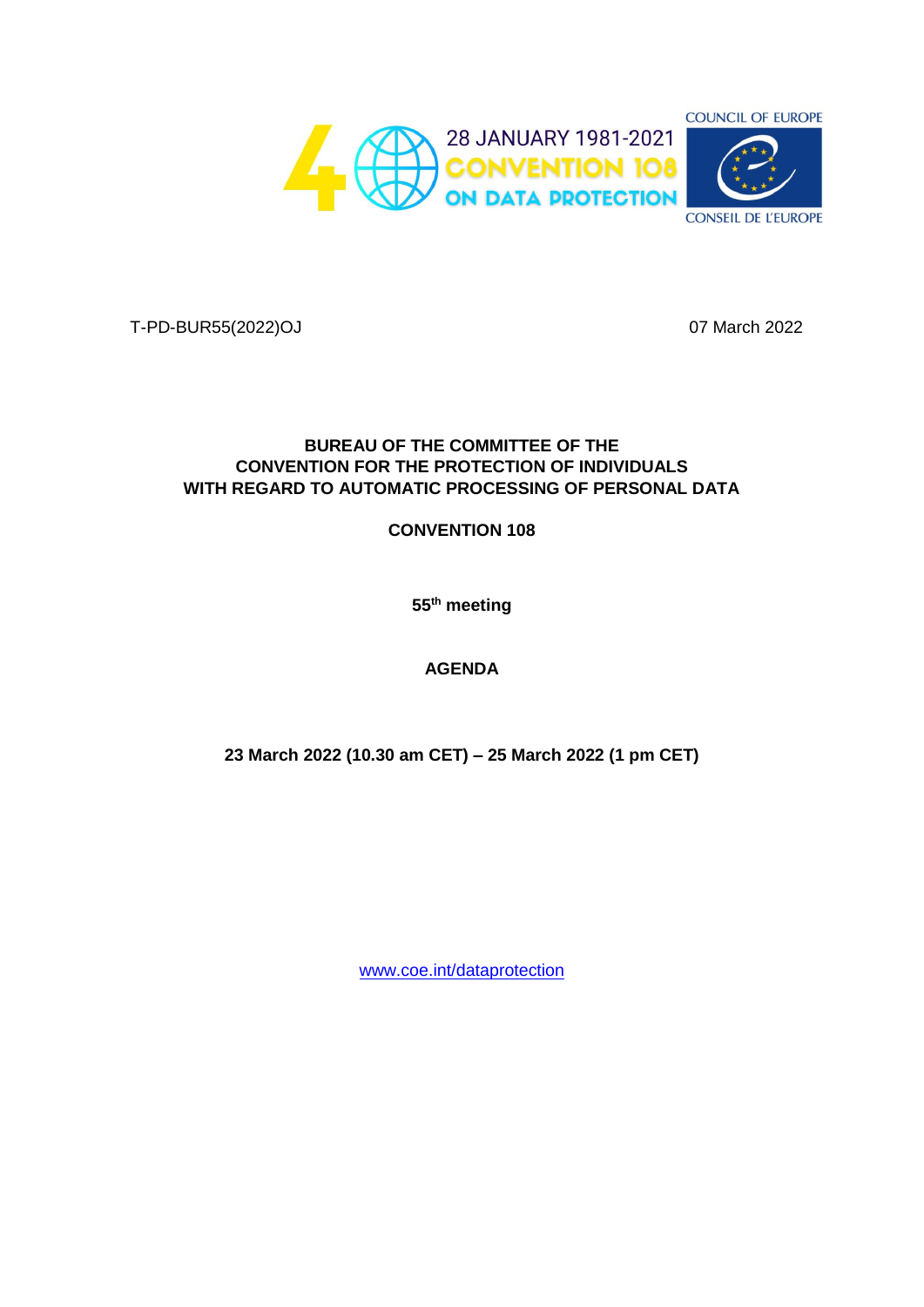28 JANUARY 1981-2021
CONVENTION 108
ON DATA PROTECTION

COUNCIL OF EUROPE
CONSEIL DE L'EUROPE

T-PD-BUR55(2022)OJ

07 March 2022

**BUREAU OF THE COMMITTEE OF THE CONVENTION FOR THE PROTECTION OF INDIVIDUALS WITH REGARD TO AUTOMATIC PROCESSING OF PERSONAL DATA**

**CONVENTION 108**

**55th meeting**

**AGENDA**

**23 March 2022 (10.30 am CET) – 25 March 2022 (1 pm CET)**

www.coe.int/dataprotection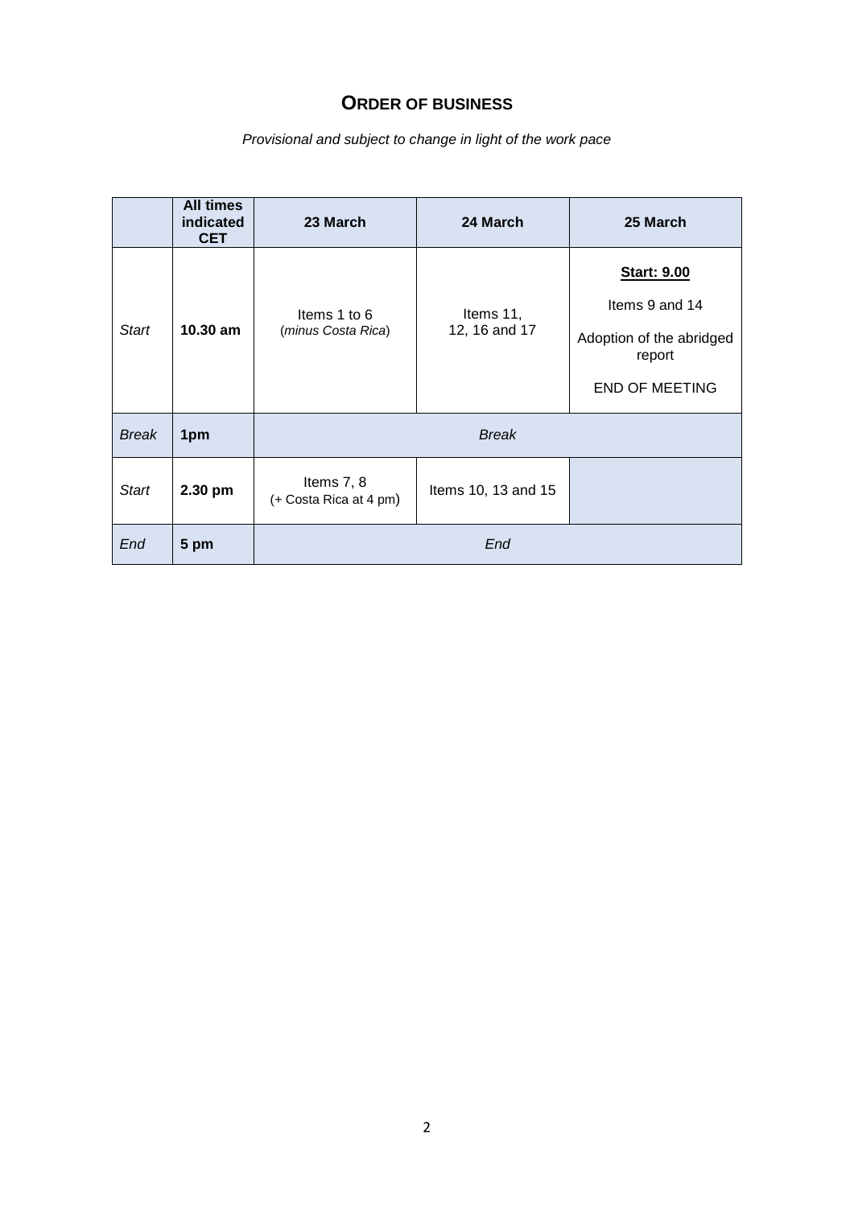## ORDER OF BUSINESS

*Provisional and subject to change in light of the work pace*

| | All times indicated CET | 23 March | 24 March | 25 March |
|---|---|---|---|---|
| *Start* | **10.30 am** | Items 1 to 6 (*minus Costa Rica*) | Items 11, 12, 16 and 17 | **Start: 9.00** Items 9 and 14 Adoption of the abridged report END OF MEETING |
| *Break* | **1pm** | *Break* | | |
| *Start* | **2.30 pm** | Items 7, 8 (+ Costa Rica at 4 pm) | Items 10, 13 and 15 | |
| *End* | **5 pm** | *End* | | |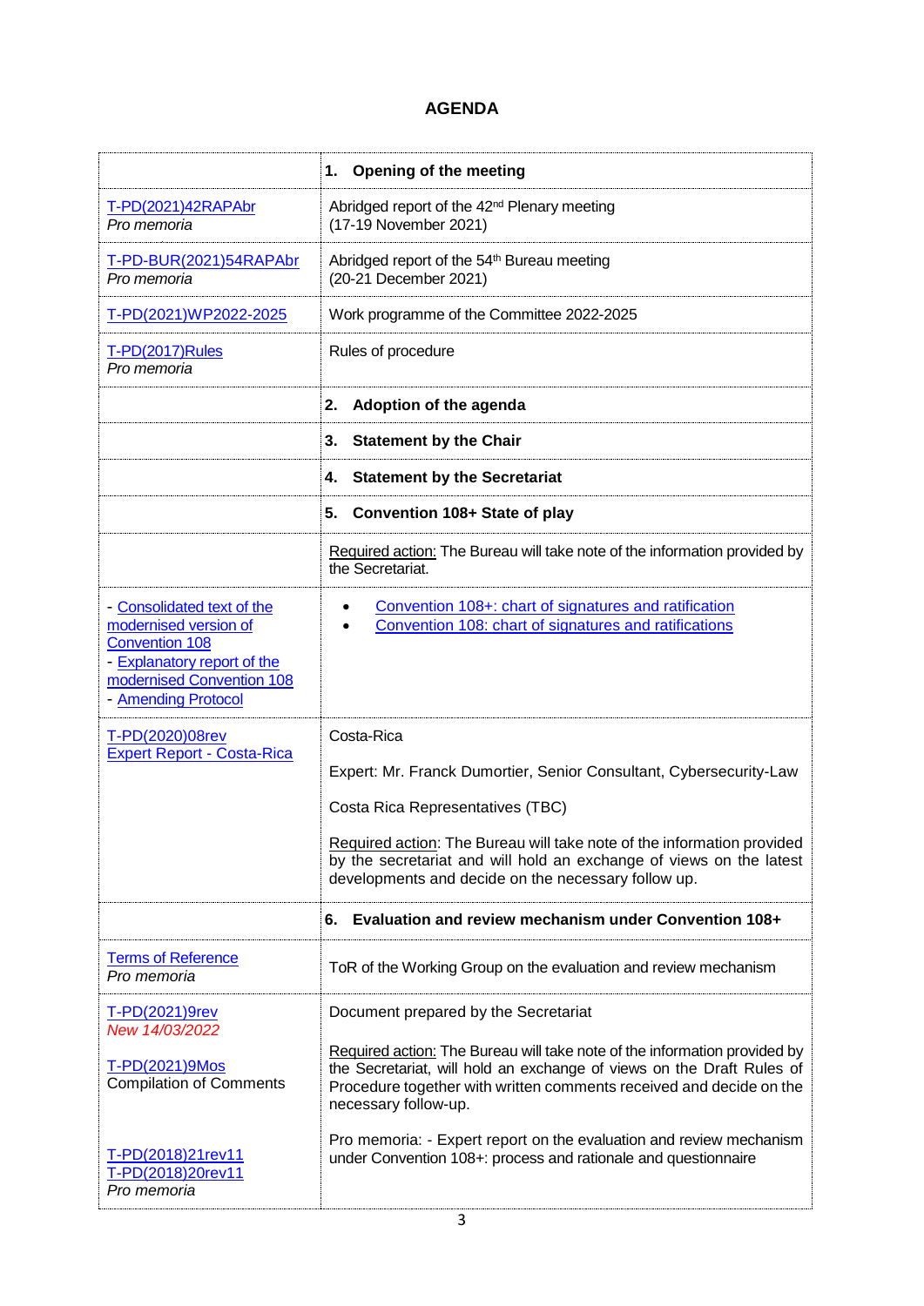## AGENDA

| | |
|---|---|
| | **1. Opening of the meeting** |
| T-PD(2021)42RAPAbr<br>*Pro memoria* | Abridged report of the 42nd Plenary meeting<br>(17-19 November 2021) |
| T-PD-BUR(2021)54RAPAbr<br>*Pro memoria* | Abridged report of the 54th Bureau meeting<br>(20-21 December 2021) |
| T-PD(2021)WP2022-2025 | Work programme of the Committee 2022-2025 |
| T-PD(2017)Rules<br>*Pro memoria* | Rules of procedure |
| | **2. Adoption of the agenda** |
| | **3. Statement by the Chair** |
| | **4. Statement by the Secretariat** |
| | **5. Convention 108+ State of play** |
| | Required action: The Bureau will take note of the information provided by the Secretariat. |
| - Consolidated text of the modernised version of Convention 108<br>- Explanatory report of the modernised Convention 108<br>- Amending Protocol | • Convention 108+: chart of signatures and ratification<br>• Convention 108: chart of signatures and ratifications |
| T-PD(2020)08rev<br>Expert Report - Costa-Rica | Costa-Rica<br><br>Expert: Mr. Franck Dumortier, Senior Consultant, Cybersecurity-Law<br><br>Costa Rica Representatives (TBC)<br><br>Required action: The Bureau will take note of the information provided by the secretariat and will hold an exchange of views on the latest developments and decide on the necessary follow up. |
| | **6. Evaluation and review mechanism under Convention 108+** |
| Terms of Reference<br>*Pro memoria* | ToR of the Working Group on the evaluation and review mechanism |
| T-PD(2021)9rev<br>*New 14/03/2022*<br><br>T-PD(2021)9Mos<br>Compilation of Comments<br><br>T-PD(2018)21rev11<br>T-PD(2018)20rev11<br>*Pro memoria* | Document prepared by the Secretariat<br><br>Required action: The Bureau will take note of the information provided by the Secretariat, will hold an exchange of views on the Draft Rules of Procedure together with written comments received and decide on the necessary follow-up.<br><br>Pro memoria: - Expert report on the evaluation and review mechanism under Convention 108+: process and rationale and questionnaire |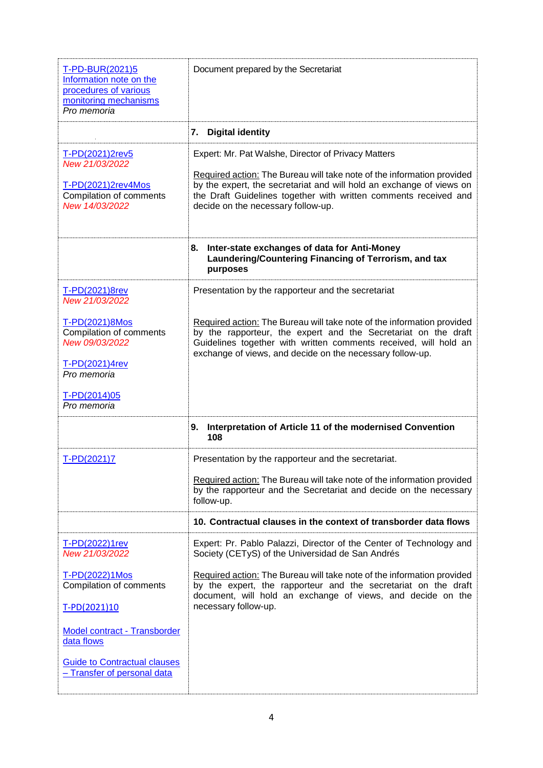| | |
|---|---|
| [T-PD-BUR(2021)5 Information note on the procedures of various monitoring mechanisms]<br>*Pro memoria* | Document prepared by the Secretariat |
| | **7. Digital identity** |
| T-PD(2021)2rev5<br>*New 21/03/2022*<br><br>T-PD(2021)2rev4Mos<br>Compilation of comments<br>*New 14/03/2022* | Expert: Mr. Pat Walshe, Director of Privacy Matters<br><br>Required action: The Bureau will take note of the information provided by the expert, the secretariat and will hold an exchange of views on the Draft Guidelines together with written comments received and decide on the necessary follow-up. |
| | **8. Inter-state exchanges of data for Anti-Money Laundering/Countering Financing of Terrorism, and tax purposes** |
| T-PD(2021)8rev<br>*New 21/03/2022*<br><br>T-PD(2021)8Mos<br>Compilation of comments<br>*New 09/03/2022*<br><br>T-PD(2021)4rev<br>*Pro memoria*<br><br>T-PD(2014)05<br>*Pro memoria* | Presentation by the rapporteur and the secretariat<br><br>Required action: The Bureau will take note of the information provided by the rapporteur, the expert and the Secretariat on the draft Guidelines together with written comments received, will hold an exchange of views, and decide on the necessary follow-up. |
| | **9. Interpretation of Article 11 of the modernised Convention 108** |
| T-PD(2021)7 | Presentation by the rapporteur and the secretariat.<br><br>Required action: The Bureau will take note of the information provided by the rapporteur and the Secretariat and decide on the necessary follow-up. |
| | **10. Contractual clauses in the context of transborder data flows** |
| T-PD(2022)1rev<br>*New 21/03/2022*<br><br>T-PD(2022)1Mos<br>Compilation of comments<br><br>T-PD(2021)10<br><br>Model contract - Transborder data flows<br><br>Guide to Contractual clauses – Transfer of personal data | Expert: Pr. Pablo Palazzi, Director of the Center of Technology and Society (CETyS) of the Universidad de San Andrés<br><br>Required action: The Bureau will take note of the information provided by the expert, the rapporteur and the secretariat on the draft document, will hold an exchange of views, and decide on the necessary follow-up. |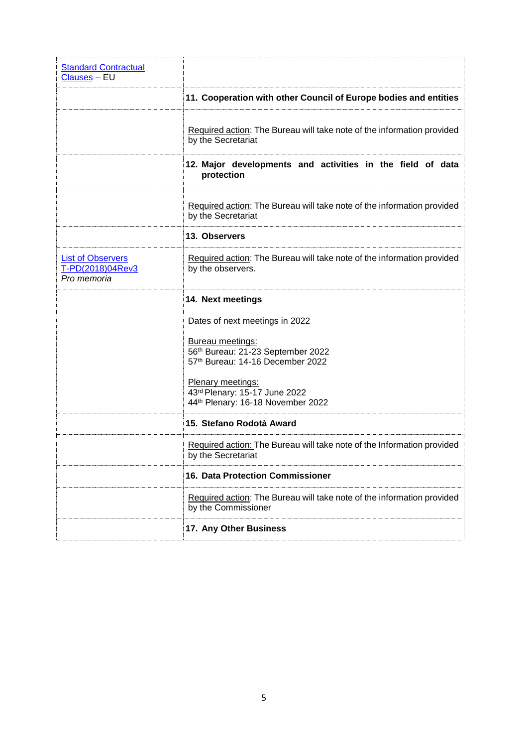| | |
|---|---|
| Standard Contractual Clauses – EU | |
| | **11. Cooperation with other Council of Europe bodies and entities** |
| | Required action: The Bureau will take note of the information provided by the Secretariat |
| | **12. Major developments and activities in the field of data protection** |
| | Required action: The Bureau will take note of the information provided by the Secretariat |
| | **13. Observers** |
| List of Observers T-PD(2018)04Rev3 *Pro memoria* | Required action: The Bureau will take note of the information provided by the observers. |
| | **14. Next meetings** |
| | Dates of next meetings in 2022<br><br>Bureau meetings:<br>56th Bureau: 21-23 September 2022<br>57th Bureau: 14-16 December 2022<br><br>Plenary meetings:<br>43rd Plenary: 15-17 June 2022<br>44th Plenary: 16-18 November 2022 |
| | **15. Stefano Rodotà Award** |
| | Required action: The Bureau will take note of the Information provided by the Secretariat |
| | **16. Data Protection Commissioner** |
| | Required action: The Bureau will take note of the information provided by the Commissioner |
| | **17. Any Other Business** |